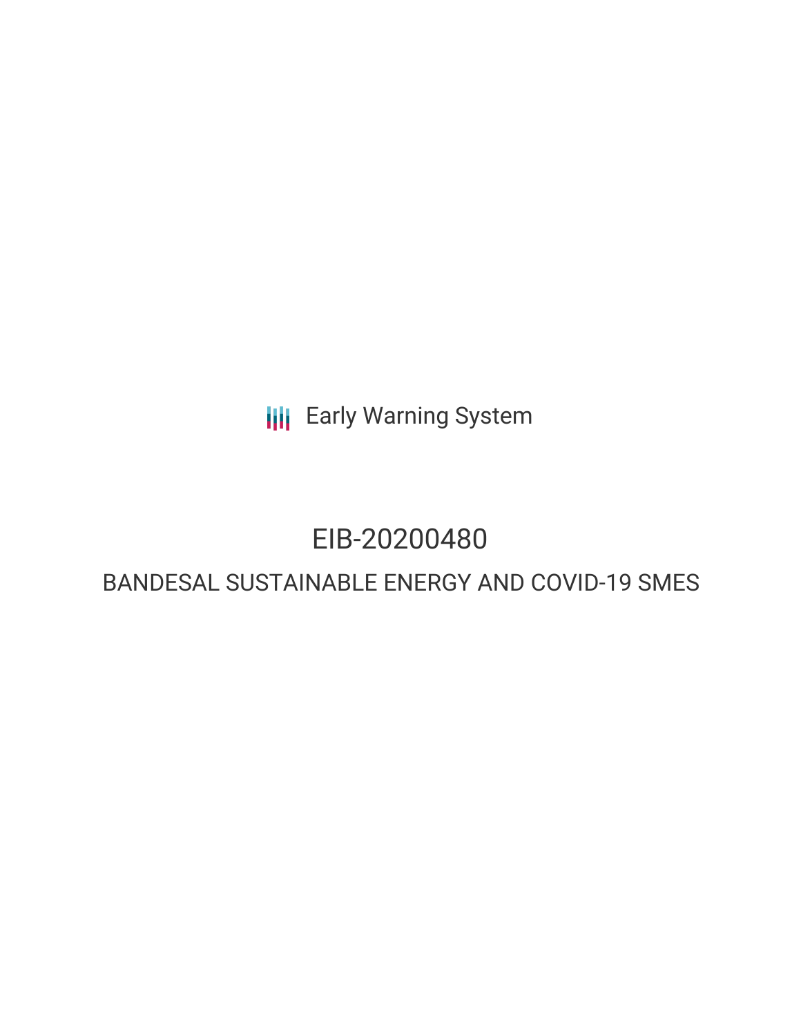Early Warning System

# EIB-20200480

## BANDESAL SUSTAINABLE ENERGY AND COVID-19 SMES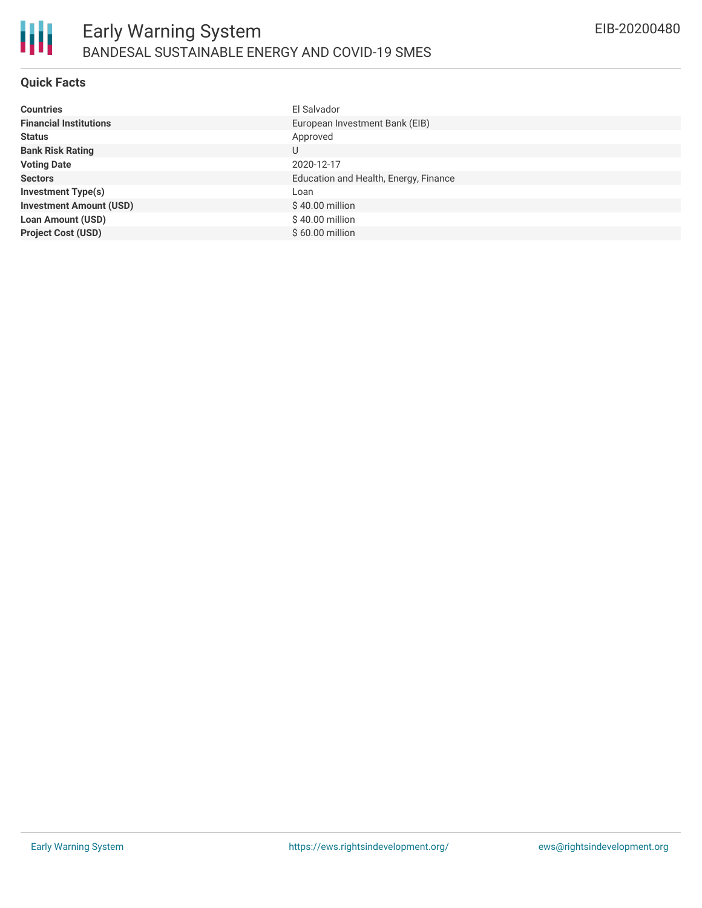# Early Warning System

## BANDESAL SUSTAINABLE ENERGY AND COVID-19 SMES

EIB-20200480

### Quick Facts

| | |
|---|---|
| **Countries** | El Salvador |
| **Financial Institutions** | European Investment Bank (EIB) |
| **Status** | Approved |
| **Bank Risk Rating** | U |
| **Voting Date** | 2020-12-17 |
| **Sectors** | Education and Health, Energy, Finance |
| **Investment Type(s)** | Loan |
| **Investment Amount (USD)** | $ 40.00 million |
| **Loan Amount (USD)** | $ 40.00 million |
| **Project Cost (USD)** | $ 60.00 million |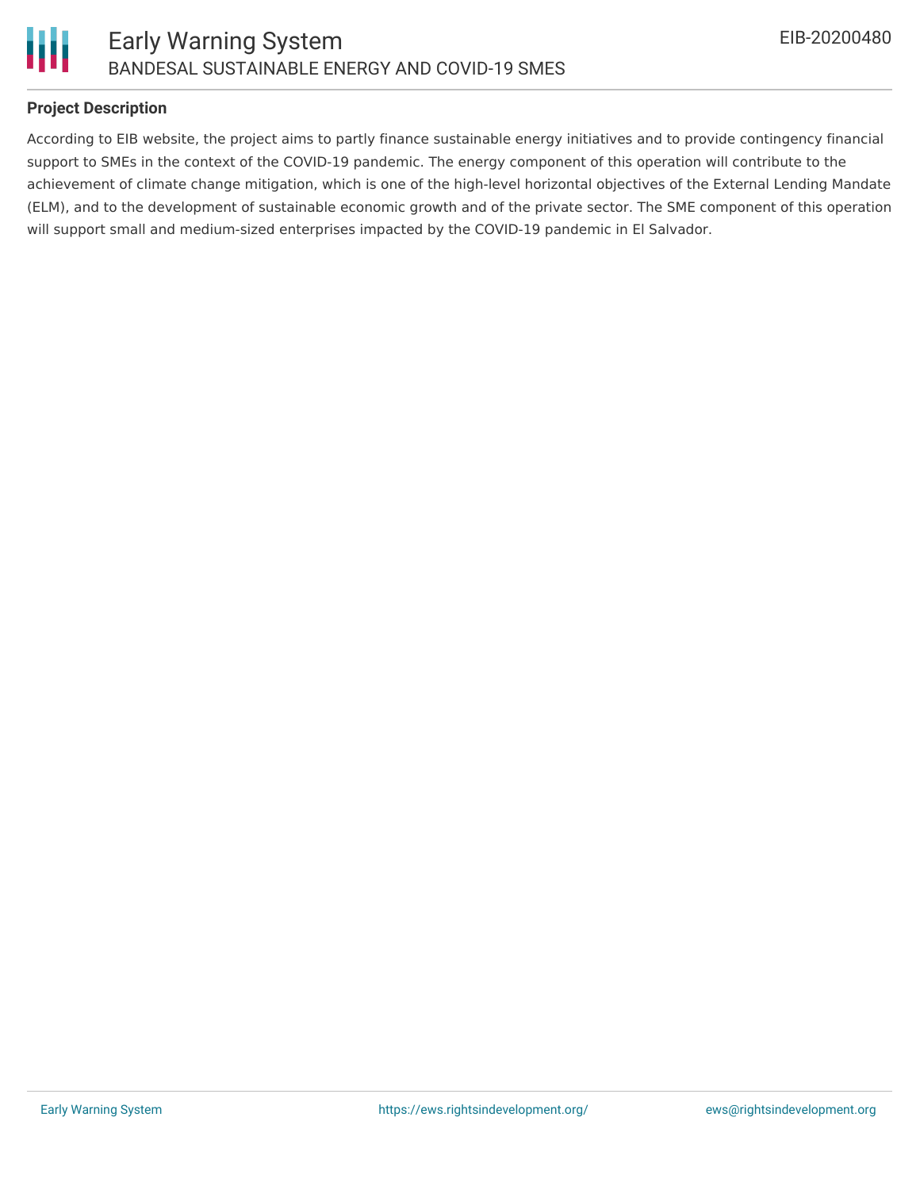## Project Description

According to EIB website, the project aims to partly finance sustainable energy initiatives and to provide contingency financial support to SMEs in the context of the COVID-19 pandemic. The energy component of this operation will contribute to the achievement of climate change mitigation, which is one of the high-level horizontal objectives of the External Lending Mandate (ELM), and to the development of sustainable economic growth and of the private sector. The SME component of this operation will support small and medium-sized enterprises impacted by the COVID-19 pandemic in El Salvador.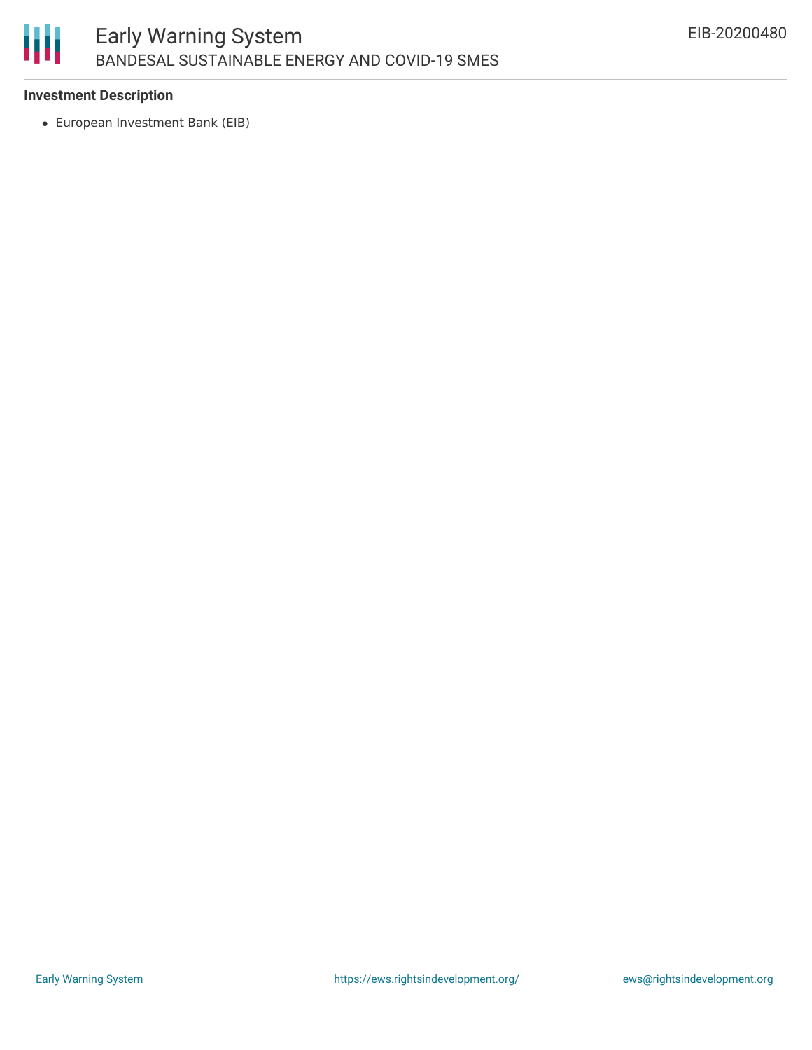**Investment Description**

- European Investment Bank (EIB)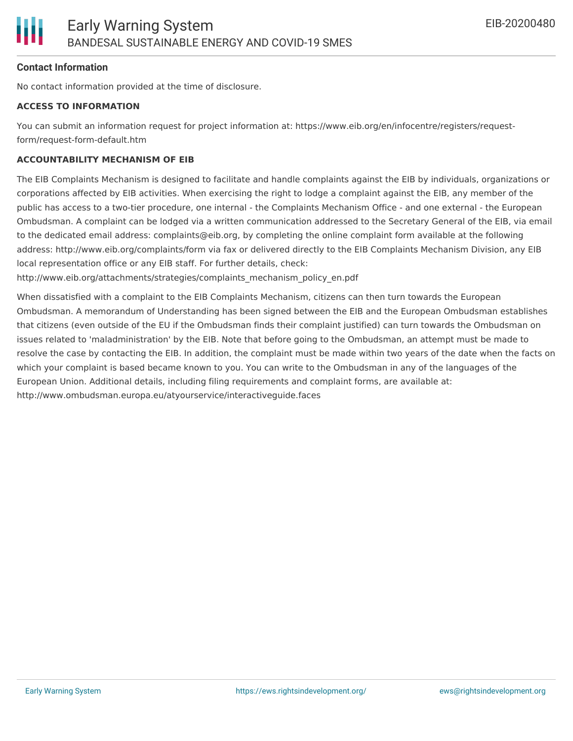**Contact Information**

No contact information provided at the time of disclosure.

**ACCESS TO INFORMATION**

You can submit an information request for project information at: https://www.eib.org/en/infocentre/registers/request-form/request-form-default.htm

**ACCOUNTABILITY MECHANISM OF EIB**

The EIB Complaints Mechanism is designed to facilitate and handle complaints against the EIB by individuals, organizations or corporations affected by EIB activities. When exercising the right to lodge a complaint against the EIB, any member of the public has access to a two-tier procedure, one internal - the Complaints Mechanism Office - and one external - the European Ombudsman. A complaint can be lodged via a written communication addressed to the Secretary General of the EIB, via email to the dedicated email address: complaints@eib.org, by completing the online complaint form available at the following address: http://www.eib.org/complaints/form via fax or delivered directly to the EIB Complaints Mechanism Division, any EIB local representation office or any EIB staff. For further details, check: http://www.eib.org/attachments/strategies/complaints_mechanism_policy_en.pdf

When dissatisfied with a complaint to the EIB Complaints Mechanism, citizens can then turn towards the European Ombudsman. A memorandum of Understanding has been signed between the EIB and the European Ombudsman establishes that citizens (even outside of the EU if the Ombudsman finds their complaint justified) can turn towards the Ombudsman on issues related to 'maladministration' by the EIB. Note that before going to the Ombudsman, an attempt must be made to resolve the case by contacting the EIB. In addition, the complaint must be made within two years of the date when the facts on which your complaint is based became known to you. You can write to the Ombudsman in any of the languages of the European Union. Additional details, including filing requirements and complaint forms, are available at: http://www.ombudsman.europa.eu/atyourservice/interactiveguide.faces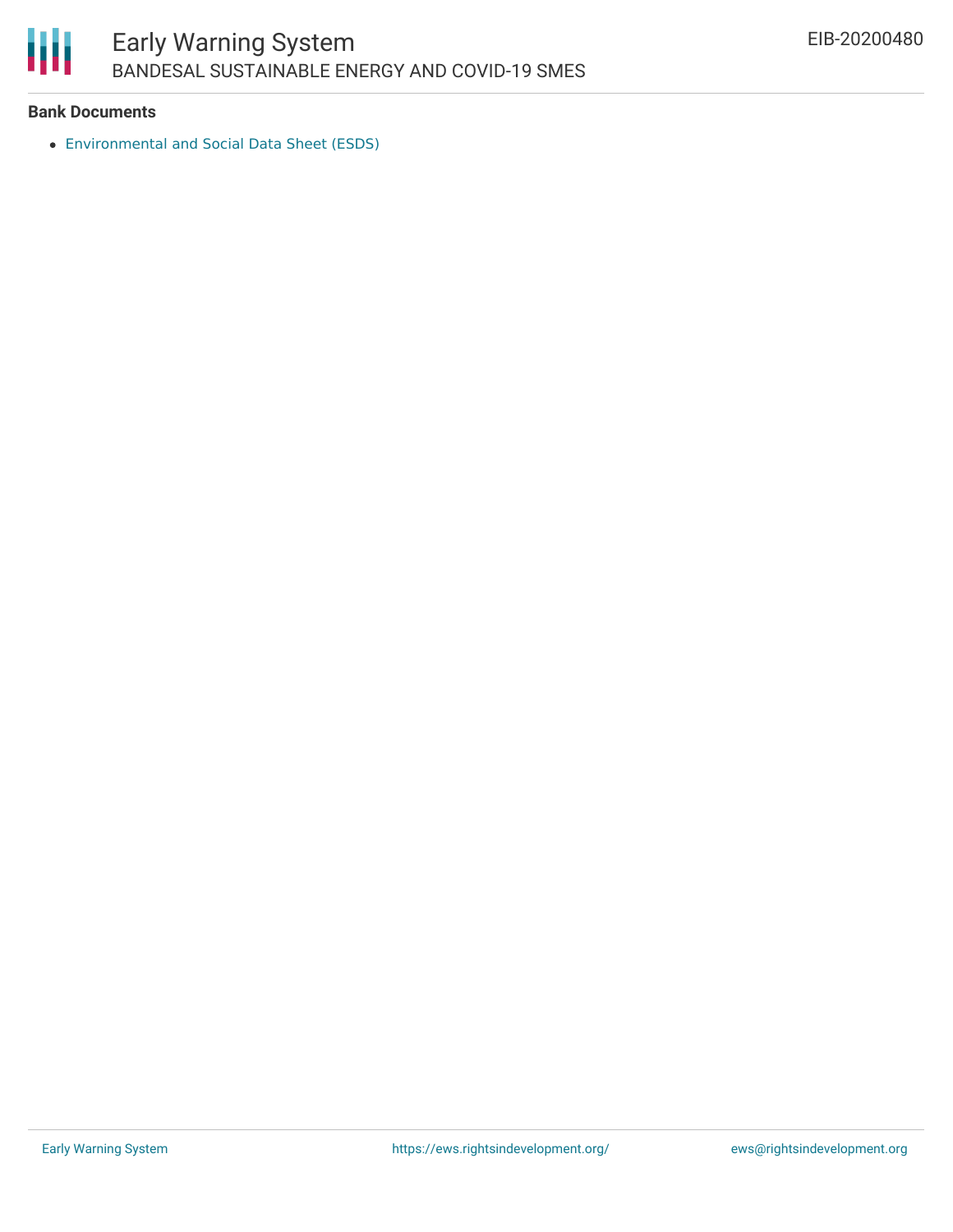**Bank Documents**

- Environmental and Social Data Sheet (ESDS)